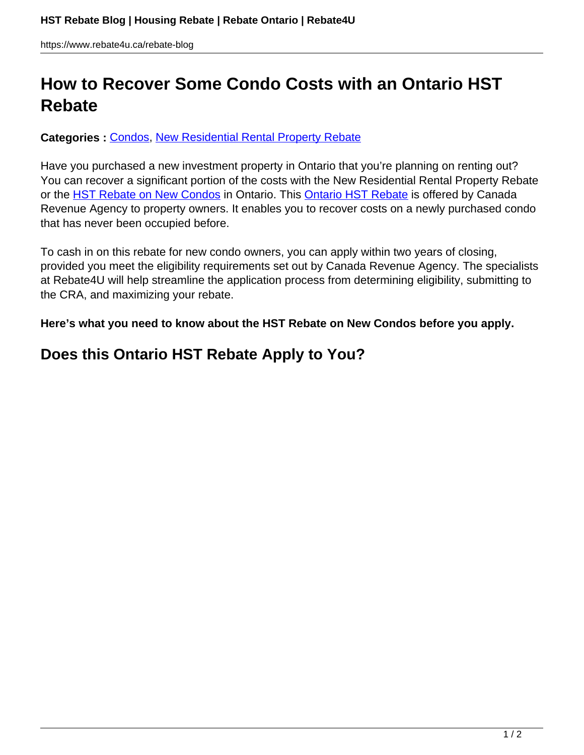# How to Recover Some Condo Costs with an Ontario HST Rebate

**Categories :** Condos, New Residential Rental Property Rebate

Have you purchased a new investment property in Ontario that you're planning on renting out? You can recover a significant portion of the costs with the New Residential Rental Property Rebate or the HST Rebate on New Condos in Ontario. This Ontario HST Rebate is offered by Canada Revenue Agency to property owners. It enables you to recover costs on a newly purchased condo that has never been occupied before.

To cash in on this rebate for new condo owners, you can apply within two years of closing, provided you meet the eligibility requirements set out by Canada Revenue Agency. The specialists at Rebate4U will help streamline the application process from determining eligibility, submitting to the CRA, and maximizing your rebate.

**Here's what you need to know about the HST Rebate on New Condos before you apply.**

## Does this Ontario HST Rebate Apply to You?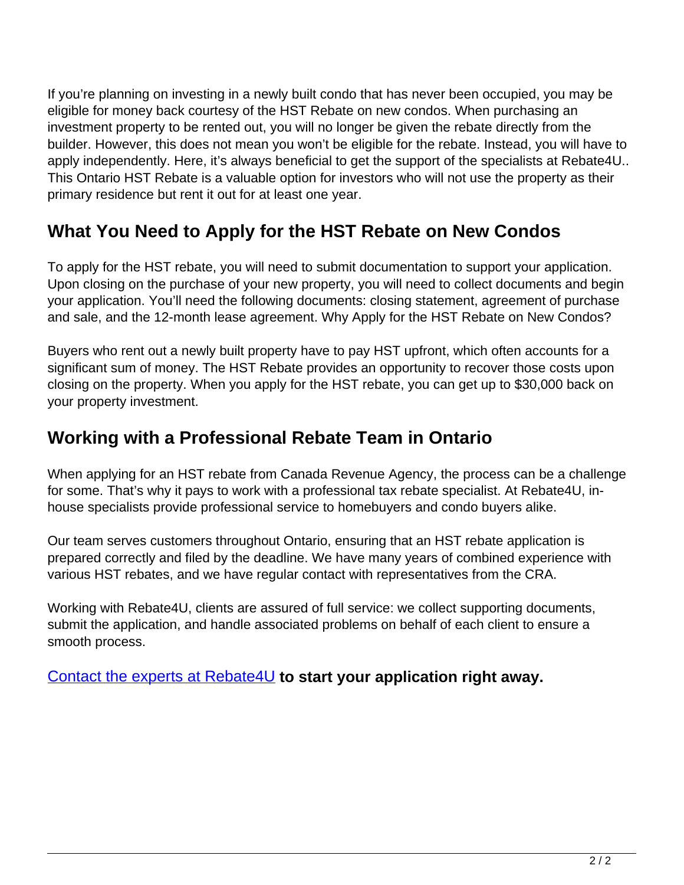If you're planning on investing in a newly built condo that has never been occupied, you may be eligible for money back courtesy of the HST Rebate on new condos. When purchasing an investment property to be rented out, you will no longer be given the rebate directly from the builder. However, this does not mean you won't be eligible for the rebate. Instead, you will have to apply independently. Here, it's always beneficial to get the support of the specialists at Rebate4U.. This Ontario HST Rebate is a valuable option for investors who will not use the property as their primary residence but rent it out for at least one year.

## What You Need to Apply for the HST Rebate on New Condos

To apply for the HST rebate, you will need to submit documentation to support your application. Upon closing on the purchase of your new property, you will need to collect documents and begin your application. You'll need the following documents: closing statement, agreement of purchase and sale, and the 12-month lease agreement. Why Apply for the HST Rebate on New Condos?

Buyers who rent out a newly built property have to pay HST upfront, which often accounts for a significant sum of money. The HST Rebate provides an opportunity to recover those costs upon closing on the property. When you apply for the HST rebate, you can get up to $30,000 back on your property investment.

## Working with a Professional Rebate Team in Ontario

When applying for an HST rebate from Canada Revenue Agency, the process can be a challenge for some. That's why it pays to work with a professional tax rebate specialist. At Rebate4U, in-house specialists provide professional service to homebuyers and condo buyers alike.

Our team serves customers throughout Ontario, ensuring that an HST rebate application is prepared correctly and filed by the deadline. We have many years of combined experience with various HST rebates, and we have regular contact with representatives from the CRA.

Working with Rebate4U, clients are assured of full service: we collect supporting documents, submit the application, and handle associated problems on behalf of each client to ensure a smooth process.

Contact the experts at Rebate4U **to start your application right away.**